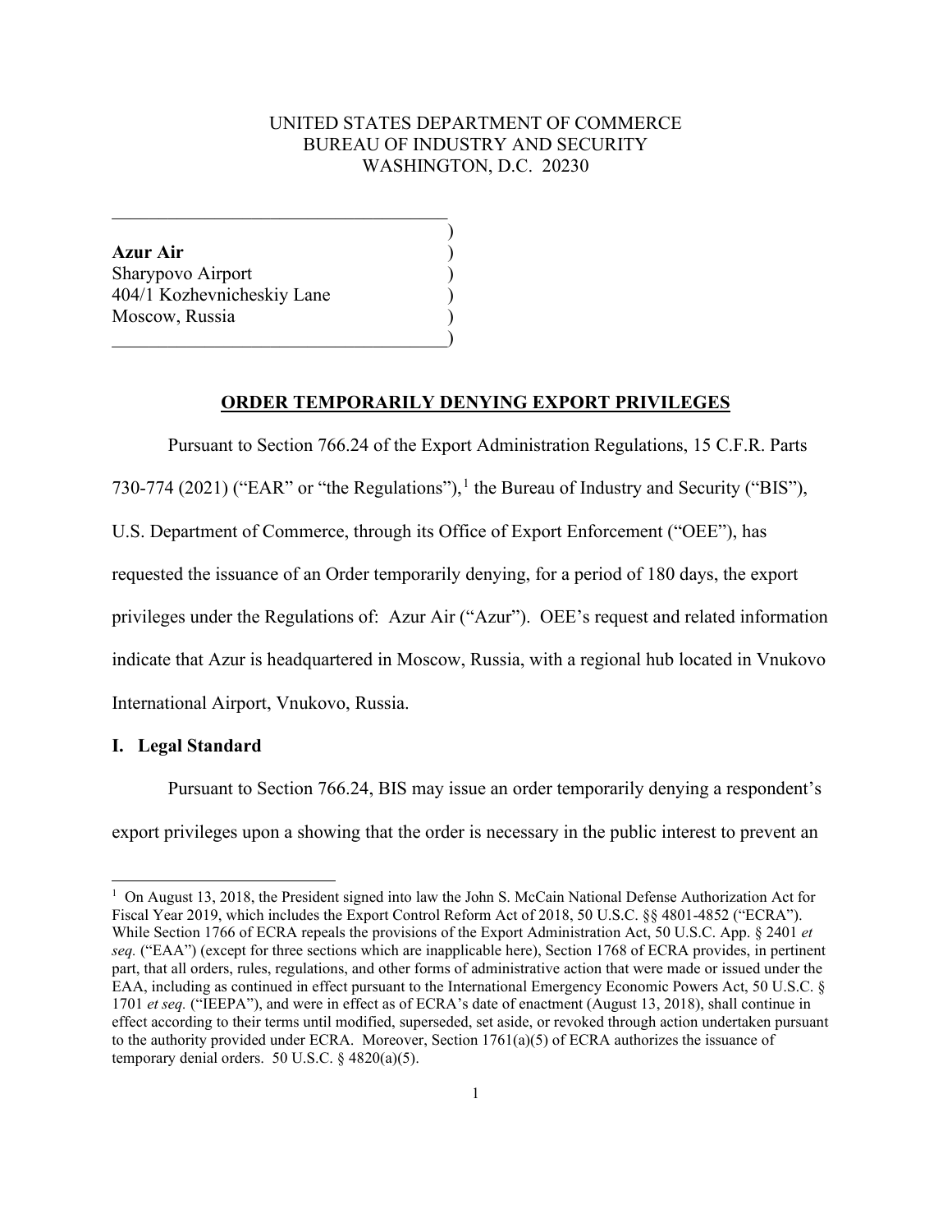UNITED STATES DEPARTMENT OF COMMERCE
BUREAU OF INDUSTRY AND SECURITY
WASHINGTON, D.C. 20230

**Azur Air**
Sharypovo Airport
404/1 Kozhevnicheskiy Lane
Moscow, Russia

## ORDER TEMPORARILY DENYING EXPORT PRIVILEGES

Pursuant to Section 766.24 of the Export Administration Regulations, 15 C.F.R. Parts 730-774 (2021) ("EAR" or "the Regulations"),[1] the Bureau of Industry and Security ("BIS"), U.S. Department of Commerce, through its Office of Export Enforcement ("OEE"), has requested the issuance of an Order temporarily denying, for a period of 180 days, the export privileges under the Regulations of: Azur Air ("Azur"). OEE's request and related information indicate that Azur is headquartered in Moscow, Russia, with a regional hub located in Vnukovo International Airport, Vnukovo, Russia.

### I. Legal Standard

Pursuant to Section 766.24, BIS may issue an order temporarily denying a respondent's export privileges upon a showing that the order is necessary in the public interest to prevent an

[1] On August 13, 2018, the President signed into law the John S. McCain National Defense Authorization Act for Fiscal Year 2019, which includes the Export Control Reform Act of 2018, 50 U.S.C. §§ 4801-4852 ("ECRA"). While Section 1766 of ECRA repeals the provisions of the Export Administration Act, 50 U.S.C. App. § 2401 *et seq.* ("EAA") (except for three sections which are inapplicable here), Section 1768 of ECRA provides, in pertinent part, that all orders, rules, regulations, and other forms of administrative action that were made or issued under the EAA, including as continued in effect pursuant to the International Emergency Economic Powers Act, 50 U.S.C. § 1701 *et seq.* ("IEEPA"), and were in effect as of ECRA's date of enactment (August 13, 2018), shall continue in effect according to their terms until modified, superseded, set aside, or revoked through action undertaken pursuant to the authority provided under ECRA. Moreover, Section 1761(a)(5) of ECRA authorizes the issuance of temporary denial orders. 50 U.S.C. § 4820(a)(5).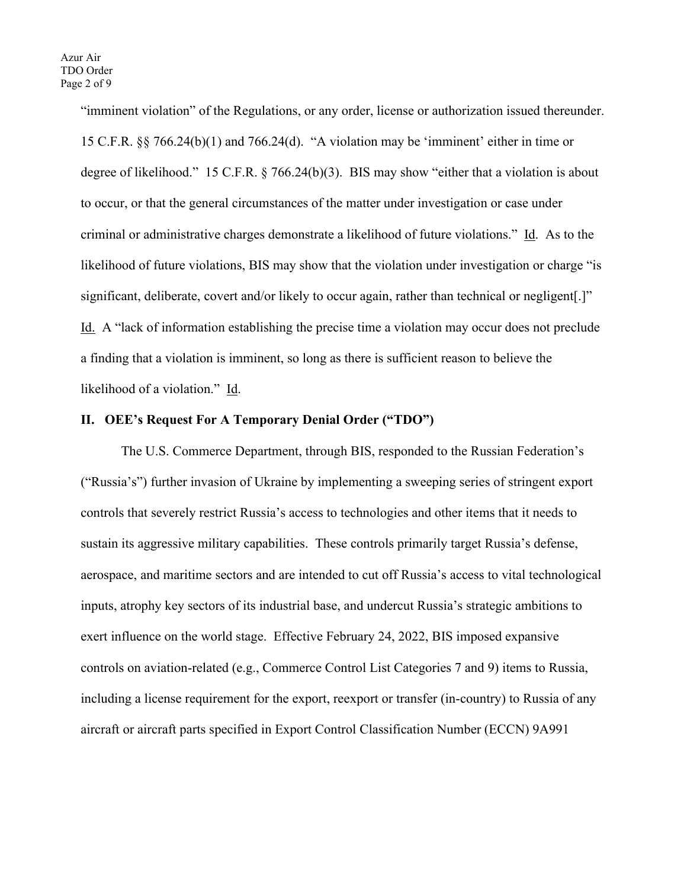"imminent violation" of the Regulations, or any order, license or authorization issued thereunder. 15 C.F.R. §§ 766.24(b)(1) and 766.24(d). "A violation may be 'imminent' either in time or degree of likelihood." 15 C.F.R. § 766.24(b)(3). BIS may show "either that a violation is about to occur, or that the general circumstances of the matter under investigation or case under criminal or administrative charges demonstrate a likelihood of future violations." Id. As to the likelihood of future violations, BIS may show that the violation under investigation or charge "is significant, deliberate, covert and/or likely to occur again, rather than technical or negligent[.]" Id. A "lack of information establishing the precise time a violation may occur does not preclude a finding that a violation is imminent, so long as there is sufficient reason to believe the likelihood of a violation." Id.

## II. OEE's Request For A Temporary Denial Order ("TDO")

The U.S. Commerce Department, through BIS, responded to the Russian Federation's ("Russia's") further invasion of Ukraine by implementing a sweeping series of stringent export controls that severely restrict Russia's access to technologies and other items that it needs to sustain its aggressive military capabilities. These controls primarily target Russia's defense, aerospace, and maritime sectors and are intended to cut off Russia's access to vital technological inputs, atrophy key sectors of its industrial base, and undercut Russia's strategic ambitions to exert influence on the world stage. Effective February 24, 2022, BIS imposed expansive controls on aviation-related (e.g., Commerce Control List Categories 7 and 9) items to Russia, including a license requirement for the export, reexport or transfer (in-country) to Russia of any aircraft or aircraft parts specified in Export Control Classification Number (ECCN) 9A991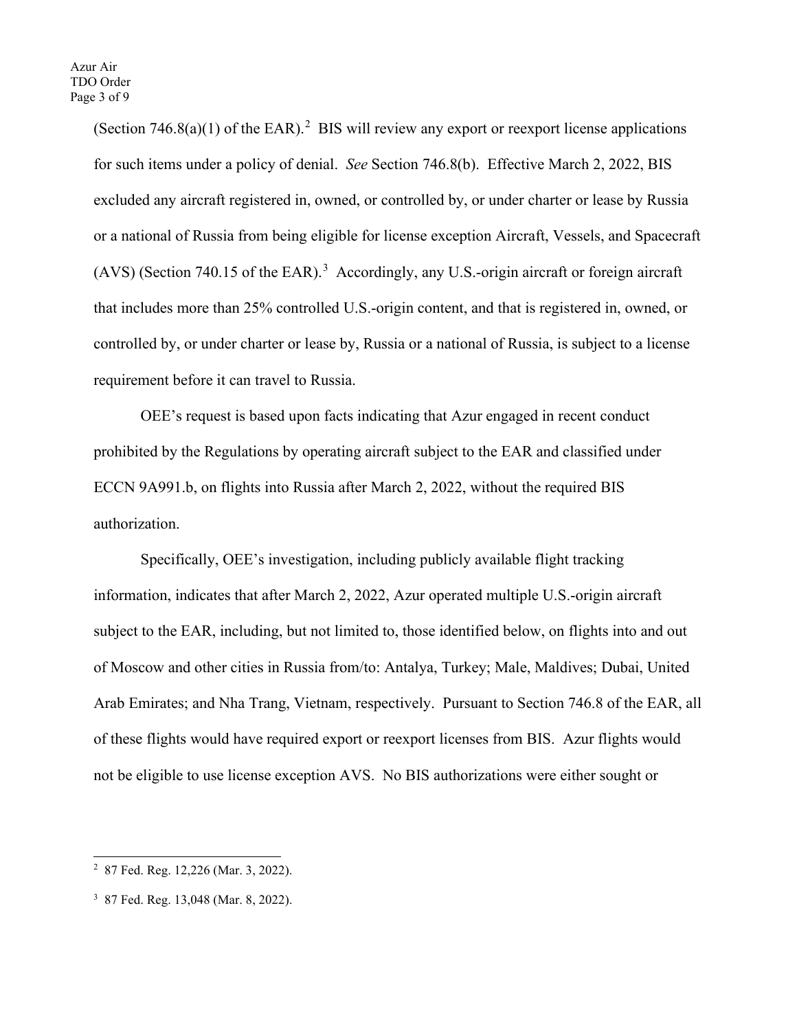(Section 746.8(a)(1) of the EAR).[2] BIS will review any export or reexport license applications for such items under a policy of denial. *See* Section 746.8(b). Effective March 2, 2022, BIS excluded any aircraft registered in, owned, or controlled by, or under charter or lease by Russia or a national of Russia from being eligible for license exception Aircraft, Vessels, and Spacecraft (AVS) (Section 740.15 of the EAR).[3] Accordingly, any U.S.-origin aircraft or foreign aircraft that includes more than 25% controlled U.S.-origin content, and that is registered in, owned, or controlled by, or under charter or lease by, Russia or a national of Russia, is subject to a license requirement before it can travel to Russia.

OEE's request is based upon facts indicating that Azur engaged in recent conduct prohibited by the Regulations by operating aircraft subject to the EAR and classified under ECCN 9A991.b, on flights into Russia after March 2, 2022, without the required BIS authorization.

Specifically, OEE's investigation, including publicly available flight tracking information, indicates that after March 2, 2022, Azur operated multiple U.S.-origin aircraft subject to the EAR, including, but not limited to, those identified below, on flights into and out of Moscow and other cities in Russia from/to: Antalya, Turkey; Male, Maldives; Dubai, United Arab Emirates; and Nha Trang, Vietnam, respectively. Pursuant to Section 746.8 of the EAR, all of these flights would have required export or reexport licenses from BIS. Azur flights would not be eligible to use license exception AVS. No BIS authorizations were either sought or

---

[2] 87 Fed. Reg. 12,226 (Mar. 3, 2022).

[3] 87 Fed. Reg. 13,048 (Mar. 8, 2022).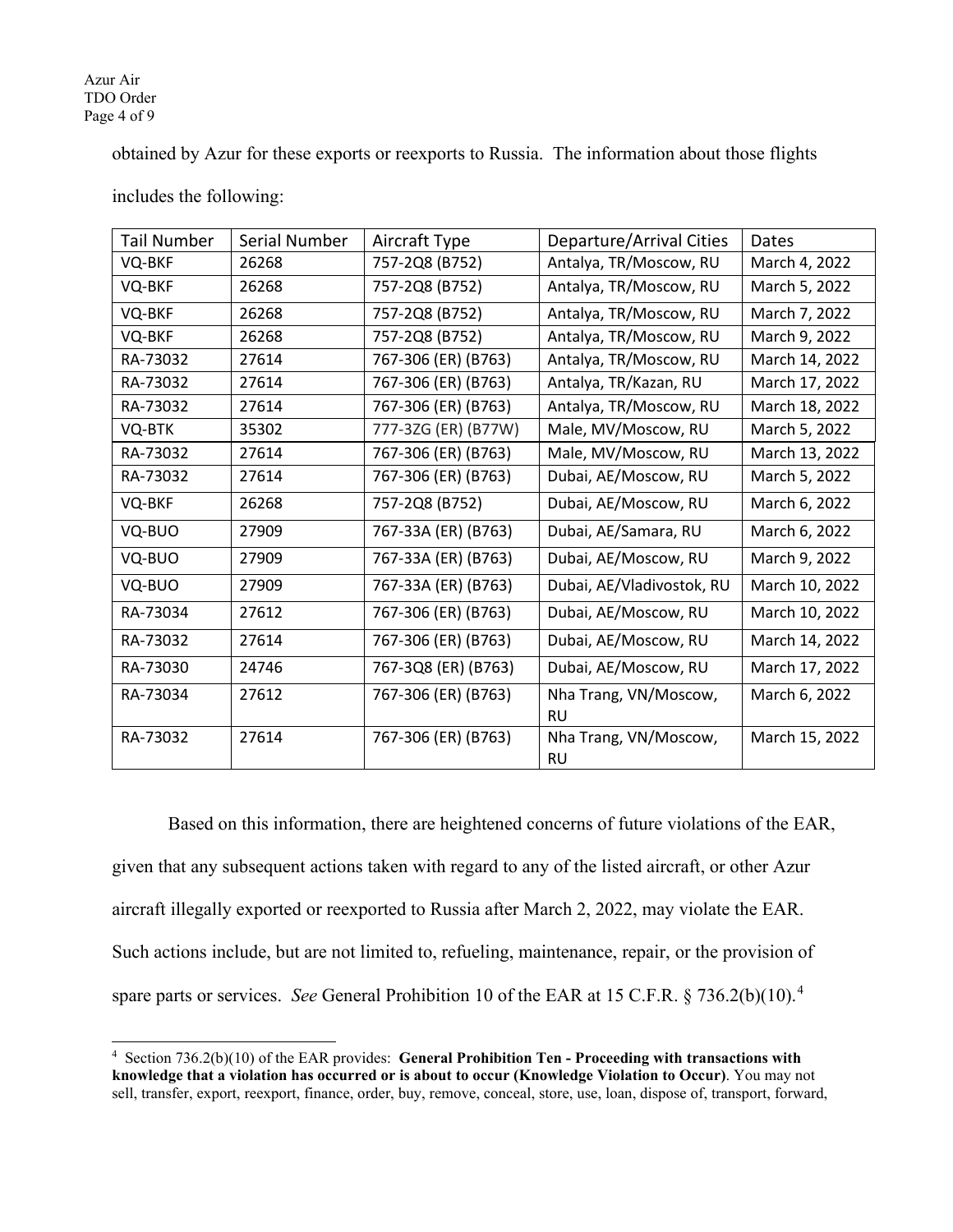obtained by Azur for these exports or reexports to Russia. The information about those flights includes the following:

| Tail Number | Serial Number | Aircraft Type | Departure/Arrival Cities | Dates |
|---|---|---|---|---|
| VQ-BKF | 26268 | 757-2Q8 (B752) | Antalya, TR/Moscow, RU | March 4, 2022 |
| VQ-BKF | 26268 | 757-2Q8 (B752) | Antalya, TR/Moscow, RU | March 5, 2022 |
| VQ-BKF | 26268 | 757-2Q8 (B752) | Antalya, TR/Moscow, RU | March 7, 2022 |
| VQ-BKF | 26268 | 757-2Q8 (B752) | Antalya, TR/Moscow, RU | March 9, 2022 |
| RA-73032 | 27614 | 767-306 (ER) (B763) | Antalya, TR/Moscow, RU | March 14, 2022 |
| RA-73032 | 27614 | 767-306 (ER) (B763) | Antalya, TR/Kazan, RU | March 17, 2022 |
| RA-73032 | 27614 | 767-306 (ER) (B763) | Antalya, TR/Moscow, RU | March 18, 2022 |
| VQ-BTK | 35302 | 777-3ZG (ER) (B77W) | Male, MV/Moscow, RU | March 5, 2022 |
| RA-73032 | 27614 | 767-306 (ER) (B763) | Male, MV/Moscow, RU | March 13, 2022 |
| RA-73032 | 27614 | 767-306 (ER) (B763) | Dubai, AE/Moscow, RU | March 5, 2022 |
| VQ-BKF | 26268 | 757-2Q8 (B752) | Dubai, AE/Moscow, RU | March 6, 2022 |
| VQ-BUO | 27909 | 767-33A (ER) (B763) | Dubai, AE/Samara, RU | March 6, 2022 |
| VQ-BUO | 27909 | 767-33A (ER) (B763) | Dubai, AE/Moscow, RU | March 9, 2022 |
| VQ-BUO | 27909 | 767-33A (ER) (B763) | Dubai, AE/Vladivostok, RU | March 10, 2022 |
| RA-73034 | 27612 | 767-306 (ER) (B763) | Dubai, AE/Moscow, RU | March 10, 2022 |
| RA-73032 | 27614 | 767-306 (ER) (B763) | Dubai, AE/Moscow, RU | March 14, 2022 |
| RA-73030 | 24746 | 767-3Q8 (ER) (B763) | Dubai, AE/Moscow, RU | March 17, 2022 |
| RA-73034 | 27612 | 767-306 (ER) (B763) | Nha Trang, VN/Moscow, RU | March 6, 2022 |
| RA-73032 | 27614 | 767-306 (ER) (B763) | Nha Trang, VN/Moscow, RU | March 15, 2022 |

Based on this information, there are heightened concerns of future violations of the EAR, given that any subsequent actions taken with regard to any of the listed aircraft, or other Azur aircraft illegally exported or reexported to Russia after March 2, 2022, may violate the EAR. Such actions include, but are not limited to, refueling, maintenance, repair, or the provision of spare parts or services. *See* General Prohibition 10 of the EAR at 15 C.F.R. § 736.2(b)(10).[4]

[4] Section 736.2(b)(10) of the EAR provides: **General Prohibition Ten - Proceeding with transactions with knowledge that a violation has occurred or is about to occur (Knowledge Violation to Occur)**. You may not sell, transfer, export, reexport, finance, order, buy, remove, conceal, store, use, loan, dispose of, transport, forward,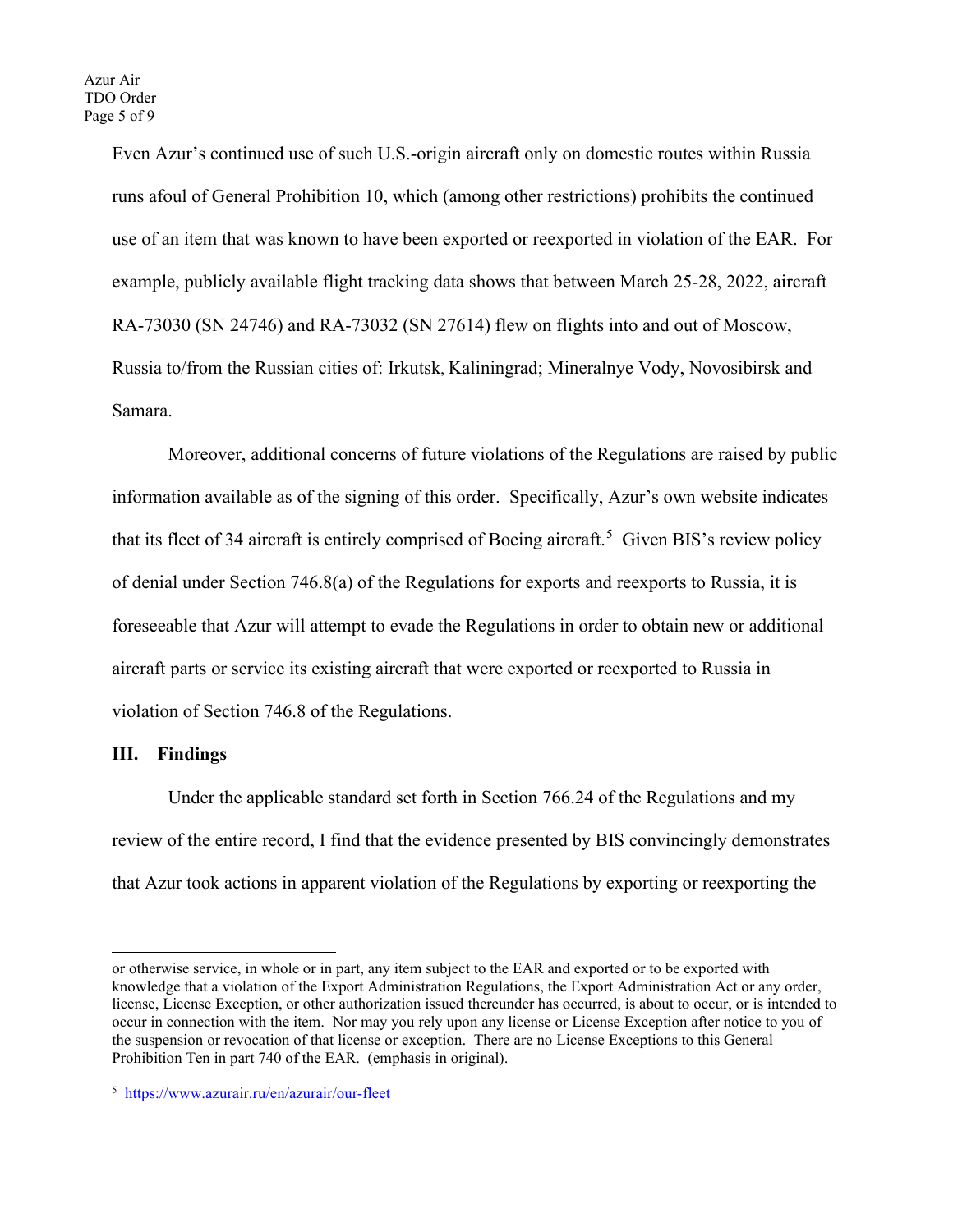Even Azur's continued use of such U.S.-origin aircraft only on domestic routes within Russia runs afoul of General Prohibition 10, which (among other restrictions) prohibits the continued use of an item that was known to have been exported or reexported in violation of the EAR. For example, publicly available flight tracking data shows that between March 25-28, 2022, aircraft RA-73030 (SN 24746) and RA-73032 (SN 27614) flew on flights into and out of Moscow, Russia to/from the Russian cities of: Irkutsk, Kaliningrad; Mineralnye Vody, Novosibirsk and Samara.

Moreover, additional concerns of future violations of the Regulations are raised by public information available as of the signing of this order. Specifically, Azur's own website indicates that its fleet of 34 aircraft is entirely comprised of Boeing aircraft.[5] Given BIS's review policy of denial under Section 746.8(a) of the Regulations for exports and reexports to Russia, it is foreseeable that Azur will attempt to evade the Regulations in order to obtain new or additional aircraft parts or service its existing aircraft that were exported or reexported to Russia in violation of Section 746.8 of the Regulations.

## III. Findings

Under the applicable standard set forth in Section 766.24 of the Regulations and my review of the entire record, I find that the evidence presented by BIS convincingly demonstrates that Azur took actions in apparent violation of the Regulations by exporting or reexporting the

---

or otherwise service, in whole or in part, any item subject to the EAR and exported or to be exported with knowledge that a violation of the Export Administration Regulations, the Export Administration Act or any order, license, License Exception, or other authorization issued thereunder has occurred, is about to occur, or is intended to occur in connection with the item. Nor may you rely upon any license or License Exception after notice to you of the suspension or revocation of that license or exception. There are no License Exceptions to this General Prohibition Ten in part 740 of the EAR. (emphasis in original).

[5] https://www.azurair.ru/en/azurair/our-fleet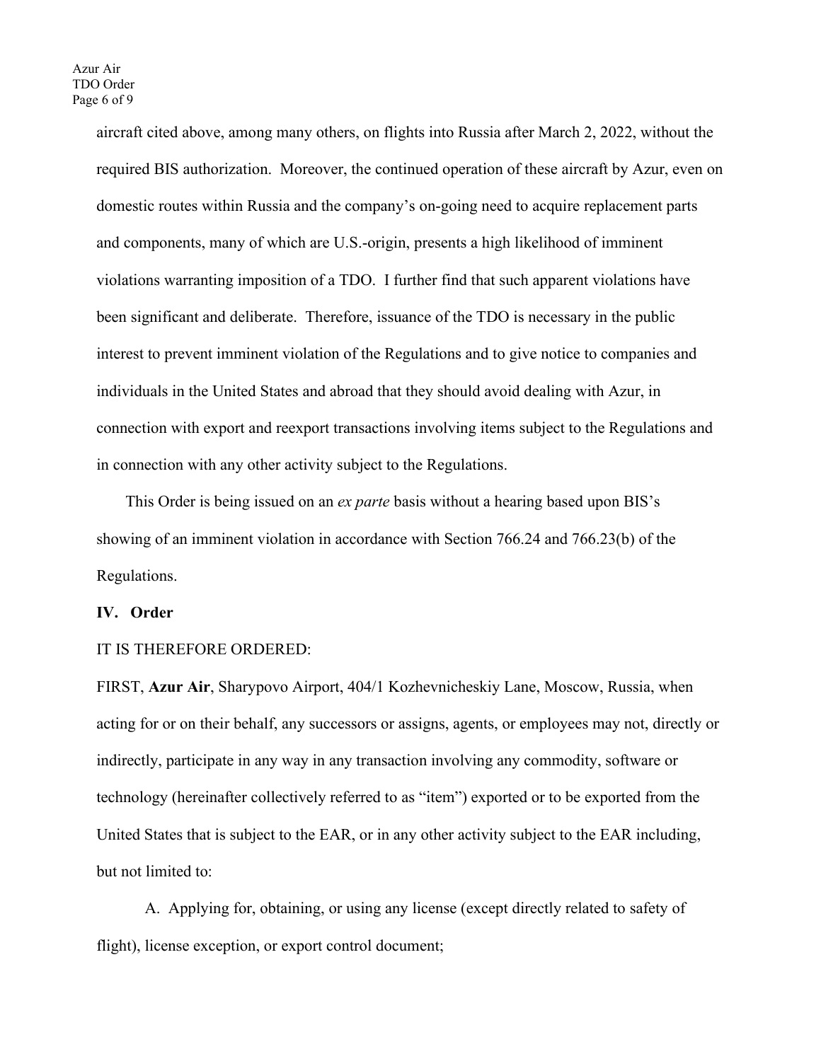aircraft cited above, among many others, on flights into Russia after March 2, 2022, without the required BIS authorization. Moreover, the continued operation of these aircraft by Azur, even on domestic routes within Russia and the company's on-going need to acquire replacement parts and components, many of which are U.S.-origin, presents a high likelihood of imminent violations warranting imposition of a TDO. I further find that such apparent violations have been significant and deliberate. Therefore, issuance of the TDO is necessary in the public interest to prevent imminent violation of the Regulations and to give notice to companies and individuals in the United States and abroad that they should avoid dealing with Azur, in connection with export and reexport transactions involving items subject to the Regulations and in connection with any other activity subject to the Regulations.

This Order is being issued on an *ex parte* basis without a hearing based upon BIS's showing of an imminent violation in accordance with Section 766.24 and 766.23(b) of the Regulations.

## IV. Order

IT IS THEREFORE ORDERED:

FIRST, **Azur Air**, Sharypovo Airport, 404/1 Kozhevnicheskiy Lane, Moscow, Russia, when acting for or on their behalf, any successors or assigns, agents, or employees may not, directly or indirectly, participate in any way in any transaction involving any commodity, software or technology (hereinafter collectively referred to as "item") exported or to be exported from the United States that is subject to the EAR, or in any other activity subject to the EAR including, but not limited to:

A. Applying for, obtaining, or using any license (except directly related to safety of flight), license exception, or export control document;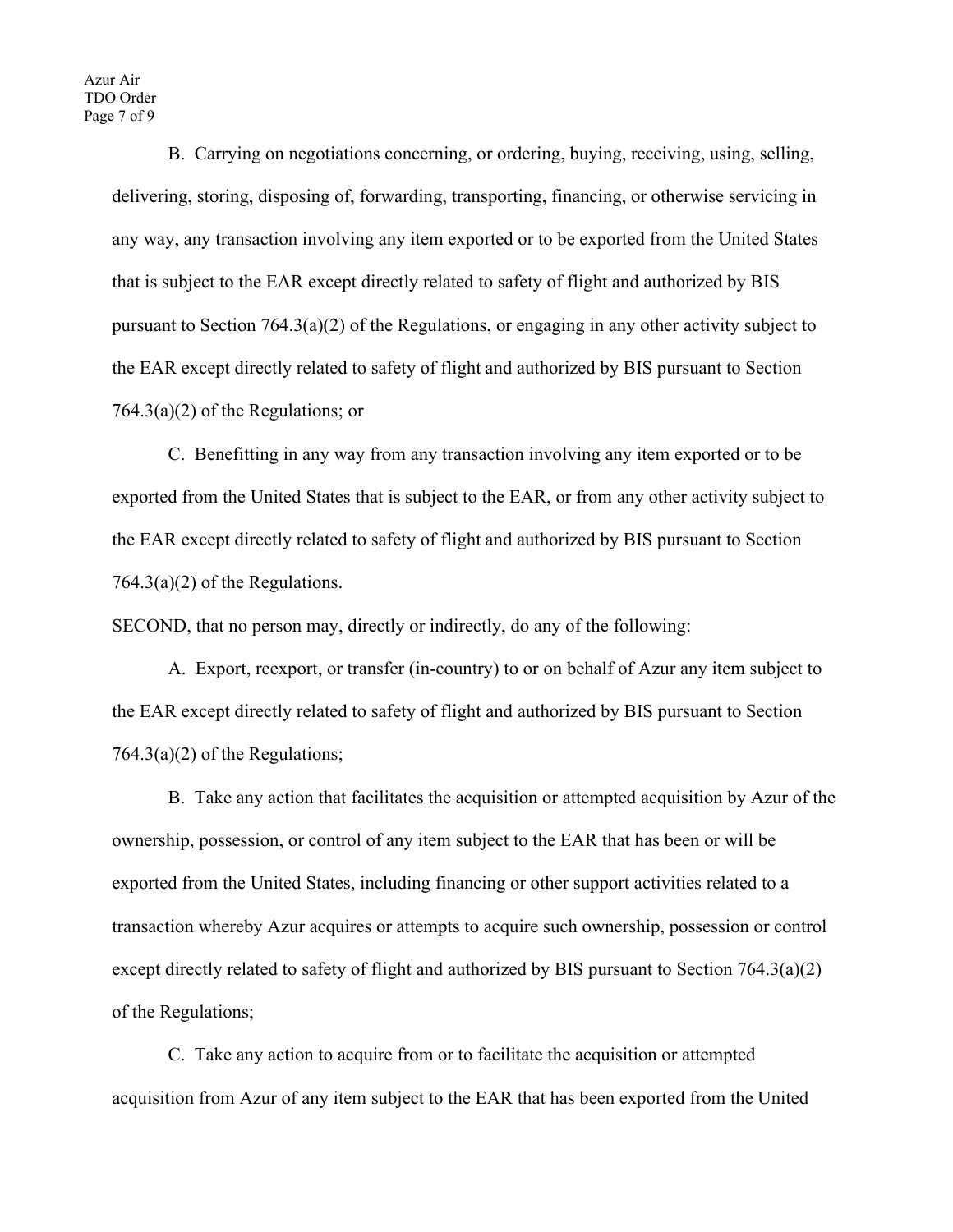B. Carrying on negotiations concerning, or ordering, buying, receiving, using, selling, delivering, storing, disposing of, forwarding, transporting, financing, or otherwise servicing in any way, any transaction involving any item exported or to be exported from the United States that is subject to the EAR except directly related to safety of flight and authorized by BIS pursuant to Section 764.3(a)(2) of the Regulations, or engaging in any other activity subject to the EAR except directly related to safety of flight and authorized by BIS pursuant to Section 764.3(a)(2) of the Regulations; or

C. Benefitting in any way from any transaction involving any item exported or to be exported from the United States that is subject to the EAR, or from any other activity subject to the EAR except directly related to safety of flight and authorized by BIS pursuant to Section 764.3(a)(2) of the Regulations.

SECOND, that no person may, directly or indirectly, do any of the following:

A. Export, reexport, or transfer (in-country) to or on behalf of Azur any item subject to the EAR except directly related to safety of flight and authorized by BIS pursuant to Section 764.3(a)(2) of the Regulations;

B. Take any action that facilitates the acquisition or attempted acquisition by Azur of the ownership, possession, or control of any item subject to the EAR that has been or will be exported from the United States, including financing or other support activities related to a transaction whereby Azur acquires or attempts to acquire such ownership, possession or control except directly related to safety of flight and authorized by BIS pursuant to Section 764.3(a)(2) of the Regulations;

C. Take any action to acquire from or to facilitate the acquisition or attempted acquisition from Azur of any item subject to the EAR that has been exported from the United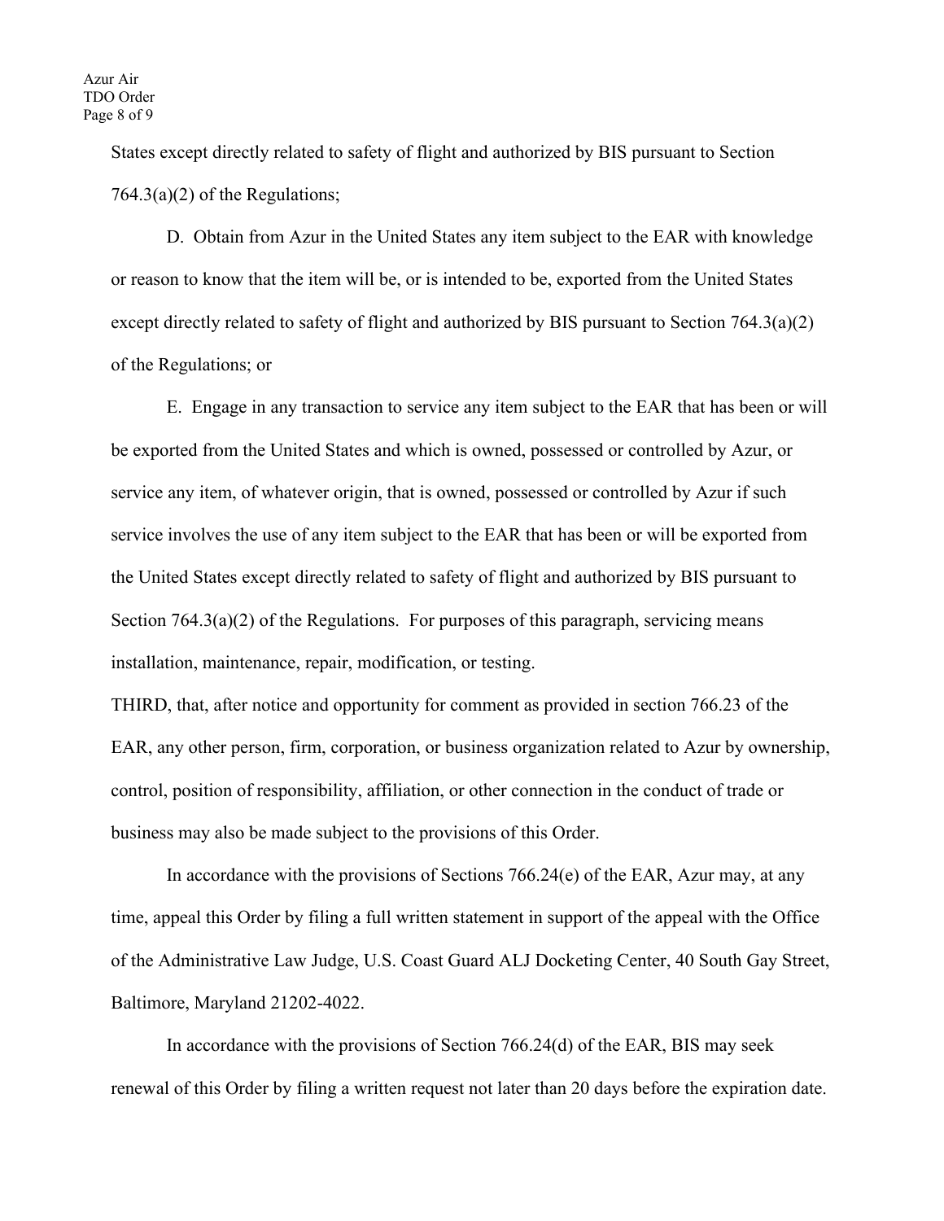States except directly related to safety of flight and authorized by BIS pursuant to Section 764.3(a)(2) of the Regulations;

D. Obtain from Azur in the United States any item subject to the EAR with knowledge or reason to know that the item will be, or is intended to be, exported from the United States except directly related to safety of flight and authorized by BIS pursuant to Section 764.3(a)(2) of the Regulations; or

E. Engage in any transaction to service any item subject to the EAR that has been or will be exported from the United States and which is owned, possessed or controlled by Azur, or service any item, of whatever origin, that is owned, possessed or controlled by Azur if such service involves the use of any item subject to the EAR that has been or will be exported from the United States except directly related to safety of flight and authorized by BIS pursuant to Section 764.3(a)(2) of the Regulations. For purposes of this paragraph, servicing means installation, maintenance, repair, modification, or testing.

THIRD, that, after notice and opportunity for comment as provided in section 766.23 of the EAR, any other person, firm, corporation, or business organization related to Azur by ownership, control, position of responsibility, affiliation, or other connection in the conduct of trade or business may also be made subject to the provisions of this Order.

In accordance with the provisions of Sections 766.24(e) of the EAR, Azur may, at any time, appeal this Order by filing a full written statement in support of the appeal with the Office of the Administrative Law Judge, U.S. Coast Guard ALJ Docketing Center, 40 South Gay Street, Baltimore, Maryland 21202-4022.

In accordance with the provisions of Section 766.24(d) of the EAR, BIS may seek renewal of this Order by filing a written request not later than 20 days before the expiration date.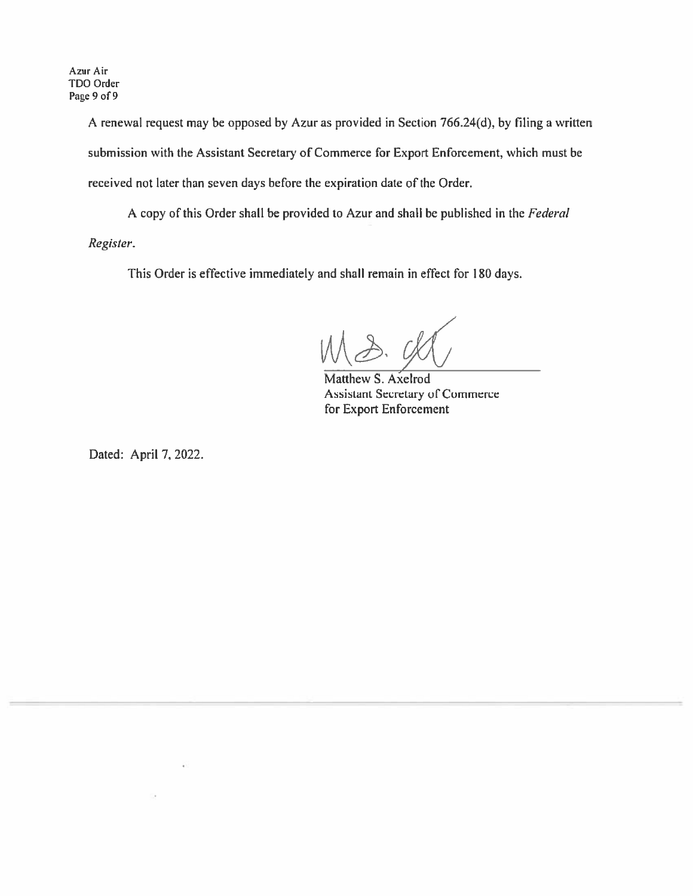A renewal request may be opposed by Azur as provided in Section 766.24(d), by filing a written submission with the Assistant Secretary of Commerce for Export Enforcement, which must be received not later than seven days before the expiration date of the Order.

A copy of this Order shall be provided to Azur and shall be published in the *Federal Register*.

This Order is effective immediately and shall remain in effect for 180 days.

Matthew S. Axelrod
Assistant Secretary of Commerce
for Export Enforcement

Dated: April 7, 2022.